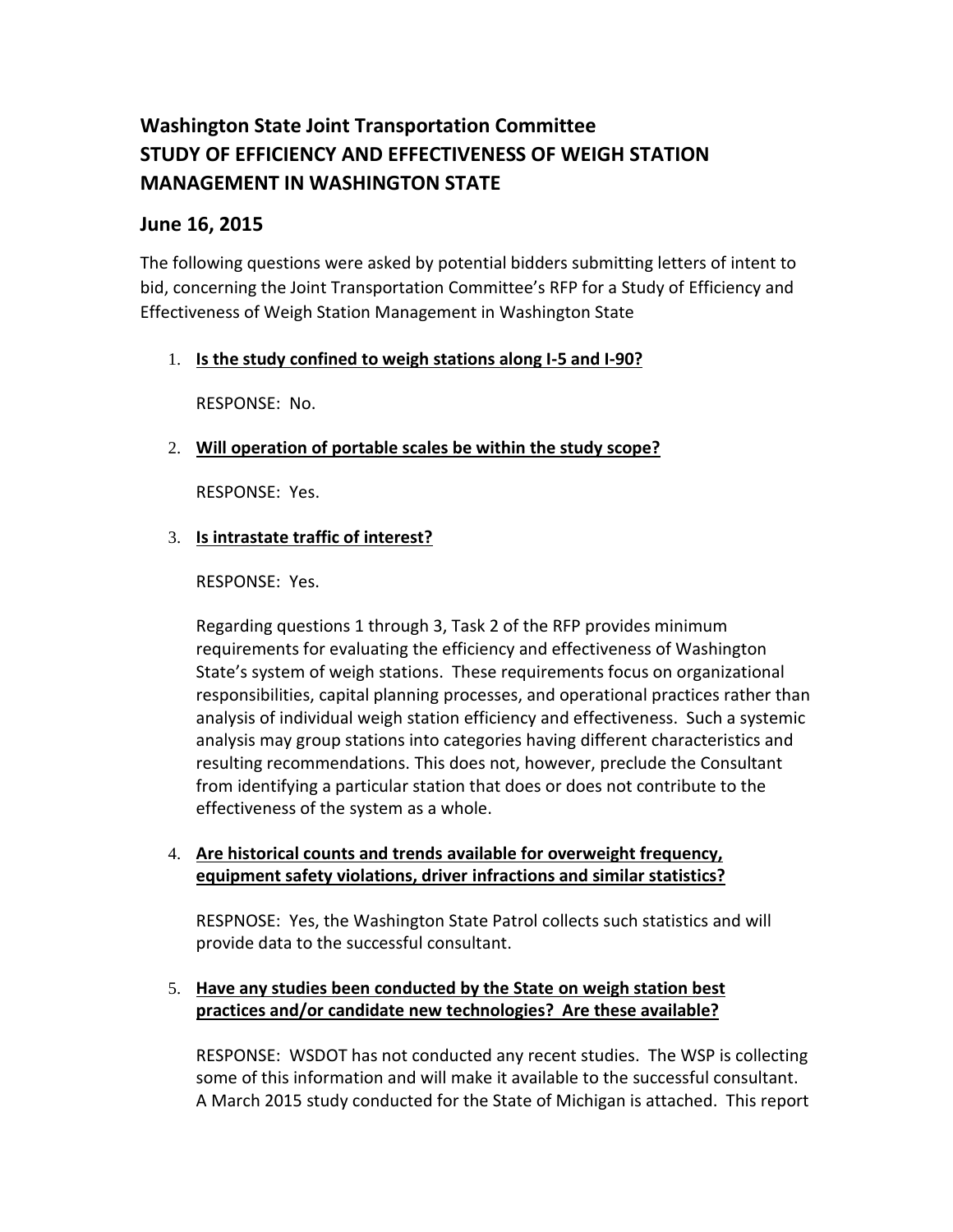## Washington State Joint Transportation Committee
## STUDY OF EFFICIENCY AND EFFECTIVENESS OF WEIGH STATION MANAGEMENT IN WASHINGTON STATE

### June 16, 2015

The following questions were asked by potential bidders submitting letters of intent to bid, concerning the Joint Transportation Committee's RFP for a Study of Efficiency and Effectiveness of Weigh Station Management in Washington State

1. **Is the study confined to weigh stations along I-5 and I-90?**

   RESPONSE: No.

2. **Will operation of portable scales be within the study scope?**

   RESPONSE: Yes.

3. **Is intrastate traffic of interest?**

   RESPONSE: Yes.

   Regarding questions 1 through 3, Task 2 of the RFP provides minimum requirements for evaluating the efficiency and effectiveness of Washington State's system of weigh stations. These requirements focus on organizational responsibilities, capital planning processes, and operational practices rather than analysis of individual weigh station efficiency and effectiveness. Such a systemic analysis may group stations into categories having different characteristics and resulting recommendations. This does not, however, preclude the Consultant from identifying a particular station that does or does not contribute to the effectiveness of the system as a whole.

4. **Are historical counts and trends available for overweight frequency, equipment safety violations, driver infractions and similar statistics?**

   RESPNOSE: Yes, the Washington State Patrol collects such statistics and will provide data to the successful consultant.

5. **Have any studies been conducted by the State on weigh station best practices and/or candidate new technologies? Are these available?**

   RESPONSE: WSDOT has not conducted any recent studies. The WSP is collecting some of this information and will make it available to the successful consultant. A March 2015 study conducted for the State of Michigan is attached. This report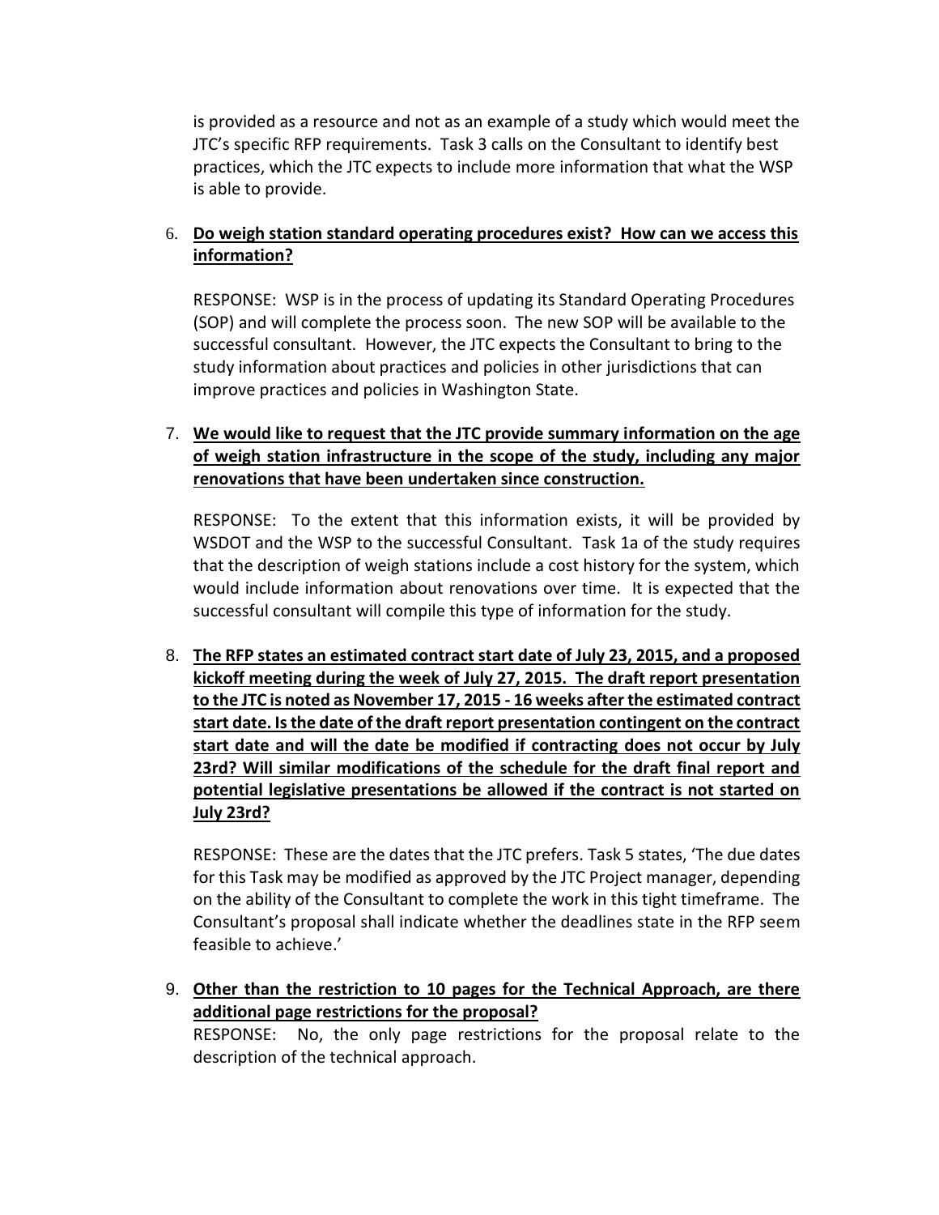is provided as a resource and not as an example of a study which would meet the JTC's specific RFP requirements. Task 3 calls on the Consultant to identify best practices, which the JTC expects to include more information that what the WSP is able to provide.

6. **Do weigh station standard operating procedures exist? How can we access this information?**

   RESPONSE: WSP is in the process of updating its Standard Operating Procedures (SOP) and will complete the process soon. The new SOP will be available to the successful consultant. However, the JTC expects the Consultant to bring to the study information about practices and policies in other jurisdictions that can improve practices and policies in Washington State.

7. **We would like to request that the JTC provide summary information on the age of weigh station infrastructure in the scope of the study, including any major renovations that have been undertaken since construction.**

   RESPONSE: To the extent that this information exists, it will be provided by WSDOT and the WSP to the successful Consultant. Task 1a of the study requires that the description of weigh stations include a cost history for the system, which would include information about renovations over time. It is expected that the successful consultant will compile this type of information for the study.

8. **The RFP states an estimated contract start date of July 23, 2015, and a proposed kickoff meeting during the week of July 27, 2015. The draft report presentation to the JTC is noted as November 17, 2015 - 16 weeks after the estimated contract start date. Is the date of the draft report presentation contingent on the contract start date and will the date be modified if contracting does not occur by July 23rd? Will similar modifications of the schedule for the draft final report and potential legislative presentations be allowed if the contract is not started on July 23rd?**

   RESPONSE: These are the dates that the JTC prefers. Task 5 states, 'The due dates for this Task may be modified as approved by the JTC Project manager, depending on the ability of the Consultant to complete the work in this tight timeframe. The Consultant's proposal shall indicate whether the deadlines state in the RFP seem feasible to achieve.'

9. **Other than the restriction to 10 pages for the Technical Approach, are there additional page restrictions for the proposal?**

   RESPONSE: No, the only page restrictions for the proposal relate to the description of the technical approach.